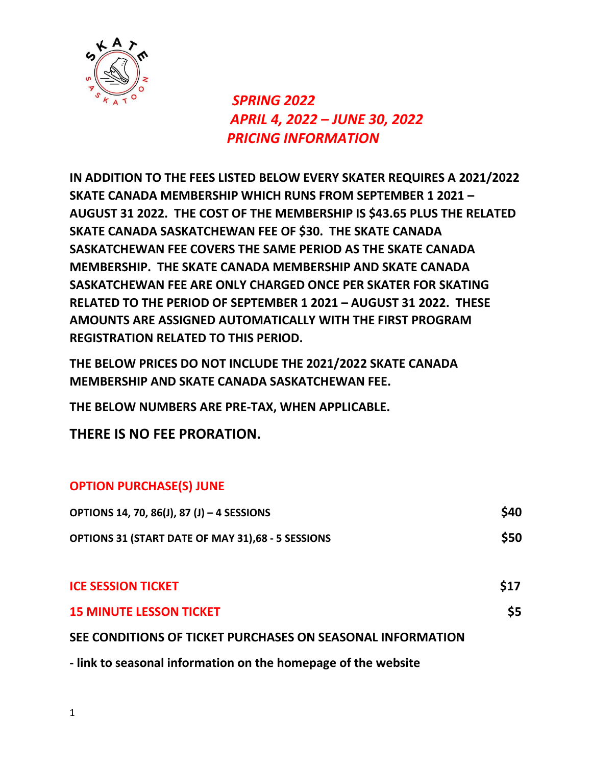# *SPRING 2022*
## *APRIL 4, 2022 – JUNE 30, 2022*
## *PRICING INFORMATION*

**IN ADDITION TO THE FEES LISTED BELOW EVERY SKATER REQUIRES A 2021/2022 SKATE CANADA MEMBERSHIP WHICH RUNS FROM SEPTEMBER 1 2021 – AUGUST 31 2022. THE COST OF THE MEMBERSHIP IS $43.65 PLUS THE RELATED SKATE CANADA SASKATCHEWAN FEE OF $30. THE SKATE CANADA SASKATCHEWAN FEE COVERS THE SAME PERIOD AS THE SKATE CANADA MEMBERSHIP. THE SKATE CANADA MEMBERSHIP AND SKATE CANADA SASKATCHEWAN FEE ARE ONLY CHARGED ONCE PER SKATER FOR SKATING RELATED TO THE PERIOD OF SEPTEMBER 1 2021 – AUGUST 31 2022. THESE AMOUNTS ARE ASSIGNED AUTOMATICALLY WITH THE FIRST PROGRAM REGISTRATION RELATED TO THIS PERIOD.**

**THE BELOW PRICES DO NOT INCLUDE THE 2021/2022 SKATE CANADA MEMBERSHIP AND SKATE CANADA SASKATCHEWAN FEE.**

**THE BELOW NUMBERS ARE PRE-TAX, WHEN APPLICABLE.**

**THERE IS NO FEE PRORATION.**

### OPTION PURCHASE(S) JUNE

| | |
|---|---|
| **OPTIONS 14, 70, 86(J), 87 (J) – 4 SESSIONS** | **$40** |
| **OPTIONS 31 (START DATE OF MAY 31),68 - 5 SESSIONS** | **$50** |

| | |
|---|---|
| **ICE SESSION TICKET** | **$17** |
| **15 MINUTE LESSON TICKET** | **$5** |

**SEE CONDITIONS OF TICKET PURCHASES ON SEASONAL INFORMATION**

**- link to seasonal information on the homepage of the website**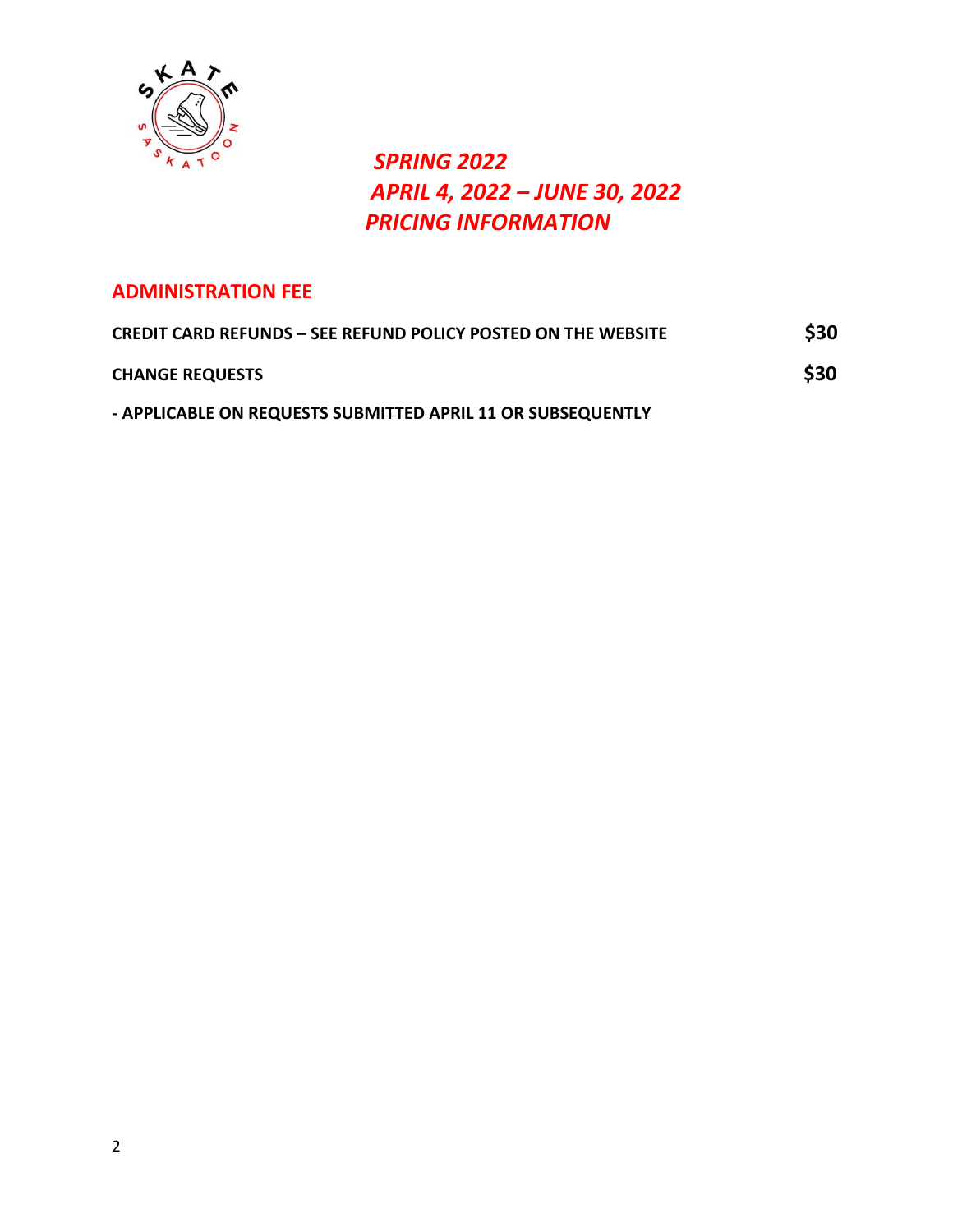# *SPRING 2022*
## *APRIL 4, 2022 – JUNE 30, 2022*
## *PRICING INFORMATION*

## ADMINISTRATION FEE

| | |
|---|---|
| **CREDIT CARD REFUNDS – SEE REFUND POLICY POSTED ON THE WEBSITE** | **$30** |
| **CHANGE REQUESTS** | **$30** |

**- APPLICABLE ON REQUESTS SUBMITTED APRIL 11 OR SUBSEQUENTLY**